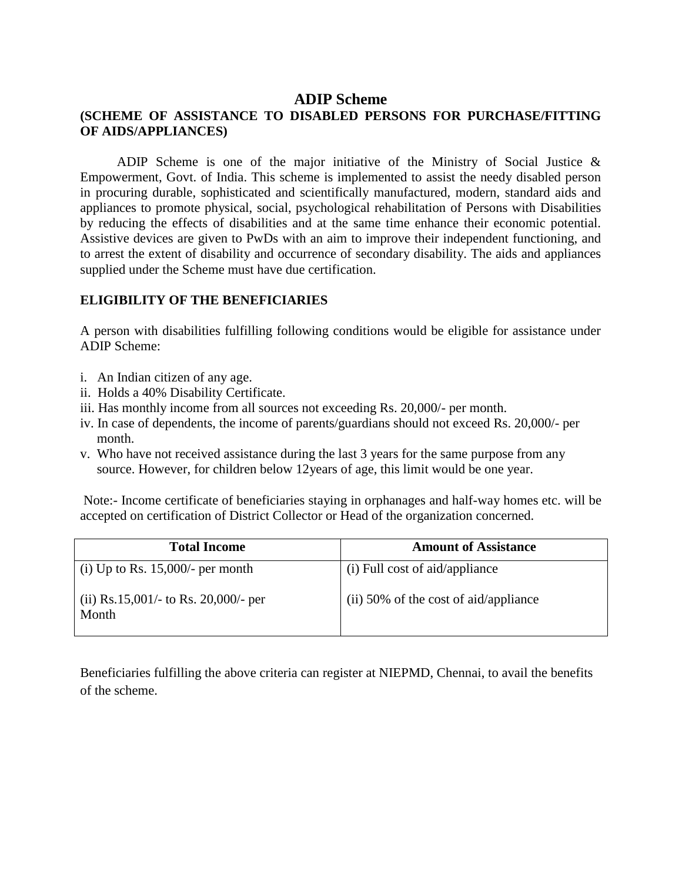# ADIP Scheme

## (SCHEME OF ASSISTANCE TO DISABLED PERSONS FOR PURCHASE/FITTING OF AIDS/APPLIANCES)

ADIP Scheme is one of the major initiative of the Ministry of Social Justice & Empowerment, Govt. of India. This scheme is implemented to assist the needy disabled person in procuring durable, sophisticated and scientifically manufactured, modern, standard aids and appliances to promote physical, social, psychological rehabilitation of Persons with Disabilities by reducing the effects of disabilities and at the same time enhance their economic potential. Assistive devices are given to PwDs with an aim to improve their independent functioning, and to arrest the extent of disability and occurrence of secondary disability. The aids and appliances supplied under the Scheme must have due certification.

### ELIGIBILITY OF THE BENEFICIARIES

A person with disabilities fulfilling following conditions would be eligible for assistance under ADIP Scheme:

i. An Indian citizen of any age.
ii. Holds a 40% Disability Certificate.
iii. Has monthly income from all sources not exceeding Rs. 20,000/- per month.
iv. In case of dependents, the income of parents/guardians should not exceed Rs. 20,000/- per month.
v. Who have not received assistance during the last 3 years for the same purpose from any source. However, for children below 12years of age, this limit would be one year.

Note:- Income certificate of beneficiaries staying in orphanages and half-way homes etc. will be accepted on certification of District Collector or Head of the organization concerned.

| Total Income | Amount of Assistance |
|---|---|
| (i) Up to Rs. 15,000/- per month | (i) Full cost of aid/appliance |
| (ii) Rs.15,001/- to Rs. 20,000/- per Month | (ii) 50% of the cost of aid/appliance |

Beneficiaries fulfilling the above criteria can register at NIEPMD, Chennai, to avail the benefits of the scheme.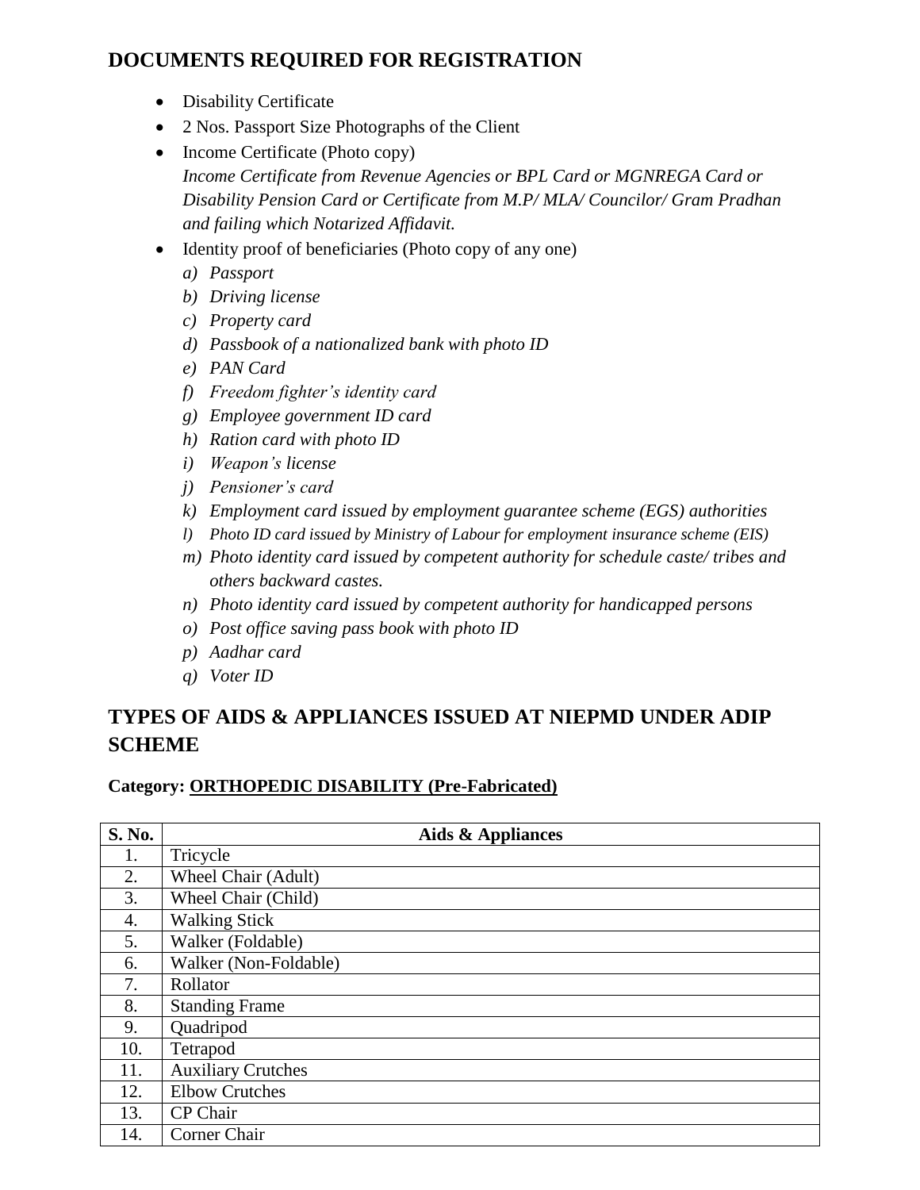## DOCUMENTS REQUIRED FOR REGISTRATION

- Disability Certificate
- 2 Nos. Passport Size Photographs of the Client
- Income Certificate (Photo copy)
  *Income Certificate from Revenue Agencies or BPL Card or MGNREGA Card or Disability Pension Card or Certificate from M.P/ MLA/ Councilor/ Gram Pradhan and failing which Notarized Affidavit.*
- Identity proof of beneficiaries (Photo copy of any one)
  - *a) Passport*
  - *b) Driving license*
  - *c) Property card*
  - *d) Passbook of a nationalized bank with photo ID*
  - *e) PAN Card*
  - *f) Freedom fighter's identity card*
  - *g) Employee government ID card*
  - *h) Ration card with photo ID*
  - *i) Weapon's license*
  - *j) Pensioner's card*
  - *k) Employment card issued by employment guarantee scheme (EGS) authorities*
  - *l) Photo ID card issued by Ministry of Labour for employment insurance scheme (EIS)*
  - *m) Photo identity card issued by competent authority for schedule caste/ tribes and others backward castes.*
  - *n) Photo identity card issued by competent authority for handicapped persons*
  - *o) Post office saving pass book with photo ID*
  - *p) Aadhar card*
  - *q) Voter ID*

## TYPES OF AIDS & APPLIANCES ISSUED AT NIEPMD UNDER ADIP SCHEME

**Category: ORTHOPEDIC DISABILITY (Pre-Fabricated)**

| S. No. | Aids & Appliances |
|---|---|
| 1. | Tricycle |
| 2. | Wheel Chair (Adult) |
| 3. | Wheel Chair (Child) |
| 4. | Walking Stick |
| 5. | Walker (Foldable) |
| 6. | Walker (Non-Foldable) |
| 7. | Rollator |
| 8. | Standing Frame |
| 9. | Quadripod |
| 10. | Tetrapod |
| 11. | Auxiliary Crutches |
| 12. | Elbow Crutches |
| 13. | CP Chair |
| 14. | Corner Chair |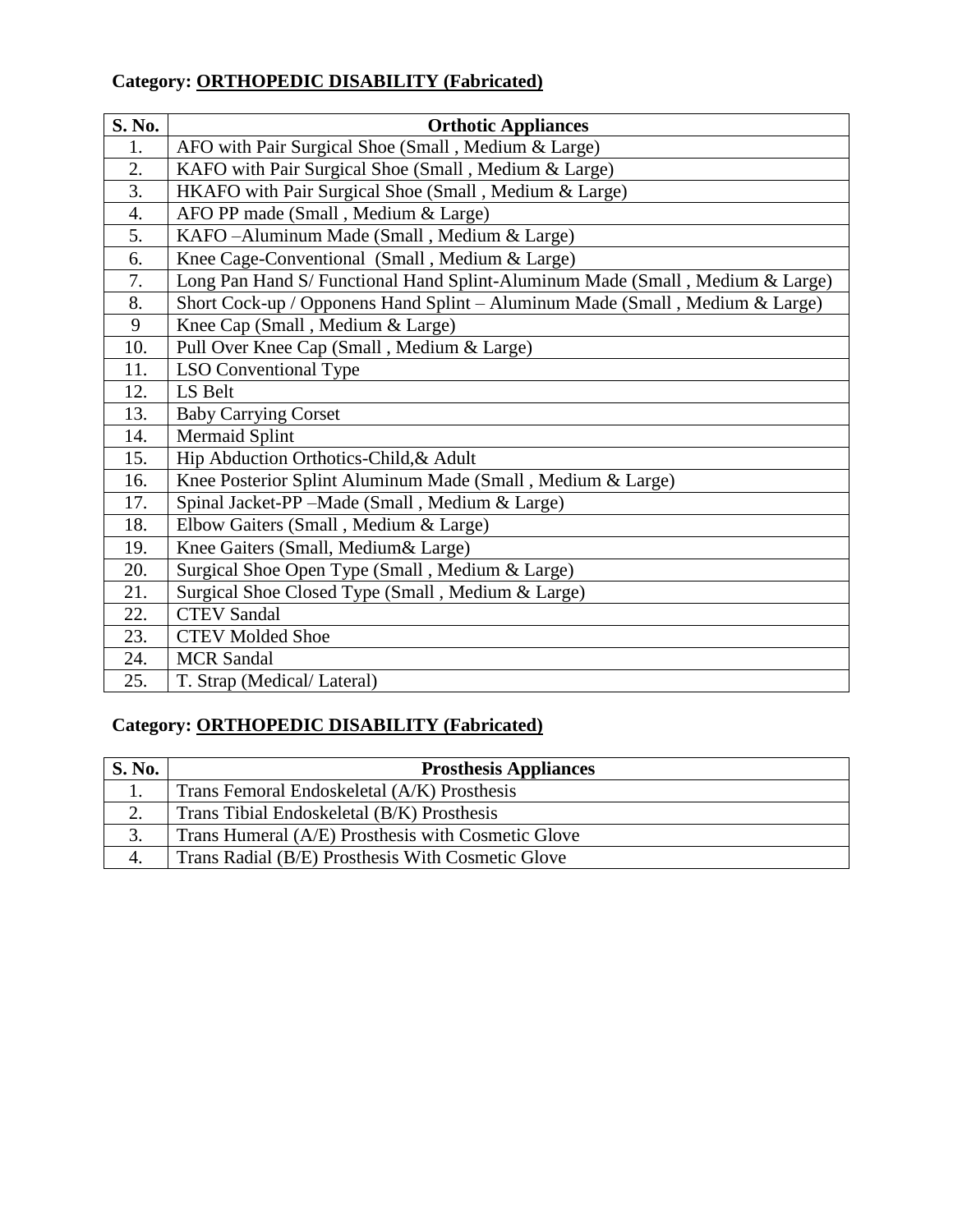**Category: <u>ORTHOPEDIC DISABILITY (Fabricated)</u>**

| S. No. | Orthotic Appliances |
|---|---|
| 1. | AFO with Pair Surgical Shoe (Small , Medium & Large) |
| 2. | KAFO with Pair Surgical Shoe (Small , Medium & Large) |
| 3. | HKAFO with Pair Surgical Shoe (Small , Medium & Large) |
| 4. | AFO PP made (Small , Medium & Large) |
| 5. | KAFO –Aluminum Made (Small , Medium & Large) |
| 6. | Knee Cage-Conventional (Small , Medium & Large) |
| 7. | Long Pan Hand S/ Functional Hand Splint-Aluminum Made (Small , Medium & Large) |
| 8. | Short Cock-up / Opponens Hand Splint – Aluminum Made (Small , Medium & Large) |
| 9 | Knee Cap (Small , Medium & Large) |
| 10. | Pull Over Knee Cap (Small , Medium & Large) |
| 11. | LSO Conventional Type |
| 12. | LS Belt |
| 13. | Baby Carrying Corset |
| 14. | Mermaid Splint |
| 15. | Hip Abduction Orthotics-Child,& Adult |
| 16. | Knee Posterior Splint Aluminum Made (Small , Medium & Large) |
| 17. | Spinal Jacket-PP –Made (Small , Medium & Large) |
| 18. | Elbow Gaiters (Small , Medium & Large) |
| 19. | Knee Gaiters (Small, Medium& Large) |
| 20. | Surgical Shoe Open Type (Small , Medium & Large) |
| 21. | Surgical Shoe Closed Type (Small , Medium & Large) |
| 22. | CTEV Sandal |
| 23. | CTEV Molded Shoe |
| 24. | MCR Sandal |
| 25. | T. Strap (Medical/ Lateral) |

**Category: <u>ORTHOPEDIC DISABILITY (Fabricated)</u>**

| S. No. | Prosthesis Appliances |
|---|---|
| 1. | Trans Femoral Endoskeletal (A/K) Prosthesis |
| 2. | Trans Tibial Endoskeletal (B/K) Prosthesis |
| 3. | Trans Humeral (A/E) Prosthesis with Cosmetic Glove |
| 4. | Trans Radial (B/E) Prosthesis With Cosmetic Glove |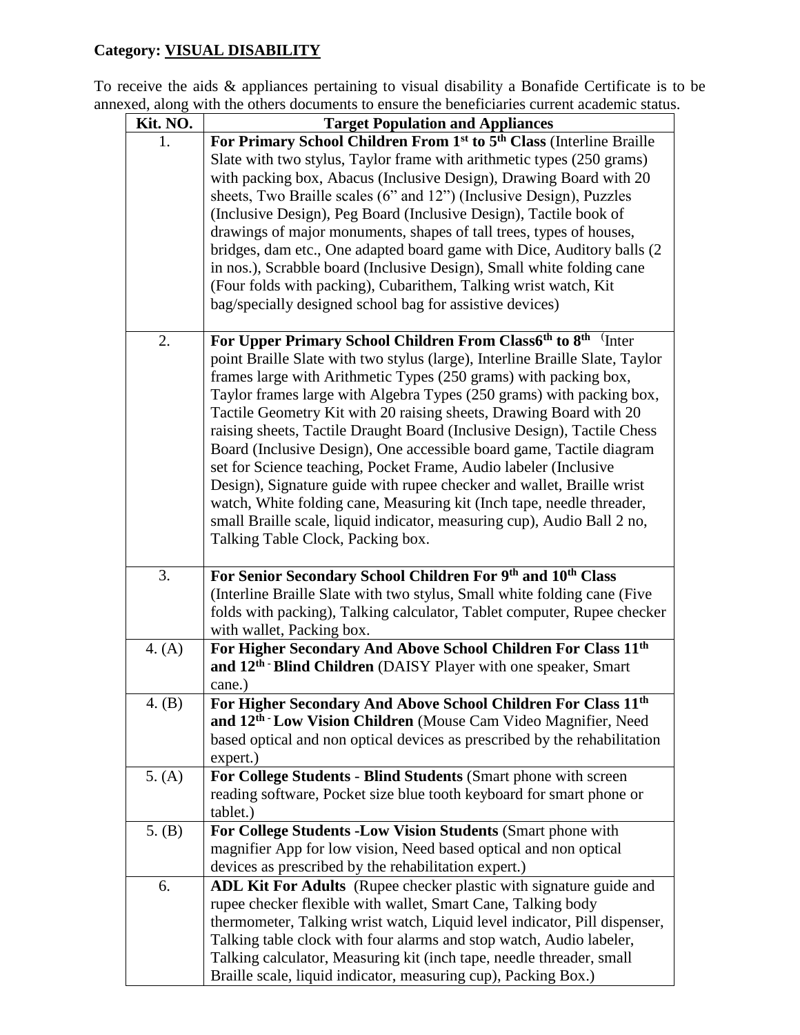**Category: VISUAL DISABILITY**

To receive the aids & appliances pertaining to visual disability a Bonafide Certificate is to be annexed, along with the others documents to ensure the beneficiaries current academic status.

| Kit. NO. | Target Population and Appliances |
|---|---|
| 1. | **For Primary School Children From 1st to 5th Class** (Interline Braille Slate with two stylus, Taylor frame with arithmetic types (250 grams) with packing box, Abacus (Inclusive Design), Drawing Board with 20 sheets, Two Braille scales (6" and 12") (Inclusive Design), Puzzles (Inclusive Design), Peg Board (Inclusive Design), Tactile book of drawings of major monuments, shapes of tall trees, types of houses, bridges, dam etc., One adapted board game with Dice, Auditory balls (2 in nos.), Scrabble board (Inclusive Design), Small white folding cane (Four folds with packing), Cubarithem, Talking wrist watch, Kit bag/specially designed school bag for assistive devices) |
| 2. | **For Upper Primary School Children From Class6th to 8th** (Inter point Braille Slate with two stylus (large), Interline Braille Slate, Taylor frames large with Arithmetic Types (250 grams) with packing box, Taylor frames large with Algebra Types (250 grams) with packing box, Tactile Geometry Kit with 20 raising sheets, Drawing Board with 20 raising sheets, Tactile Draught Board (Inclusive Design), Tactile Chess Board (Inclusive Design), One accessible board game, Tactile diagram set for Science teaching, Pocket Frame, Audio labeler (Inclusive Design), Signature guide with rupee checker and wallet, Braille wrist watch, White folding cane, Measuring kit (Inch tape, needle threader, small Braille scale, liquid indicator, measuring cup), Audio Ball 2 no, Talking Table Clock, Packing box. |
| 3. | **For Senior Secondary School Children For 9th and 10th Class** (Interline Braille Slate with two stylus, Small white folding cane (Five folds with packing), Talking calculator, Tablet computer, Rupee checker with wallet, Packing box. |
| 4. (A) | **For Higher Secondary And Above School Children For Class 11th and 12th - Blind Children** (DAISY Player with one speaker, Smart cane.) |
| 4. (B) | **For Higher Secondary And Above School Children For Class 11th and 12th - Low Vision Children** (Mouse Cam Video Magnifier, Need based optical and non optical devices as prescribed by the rehabilitation expert.) |
| 5. (A) | **For College Students - Blind Students** (Smart phone with screen reading software, Pocket size blue tooth keyboard for smart phone or tablet.) |
| 5. (B) | **For College Students -Low Vision Students** (Smart phone with magnifier App for low vision, Need based optical and non optical devices as prescribed by the rehabilitation expert.) |
| 6. | **ADL Kit For Adults** (Rupee checker plastic with signature guide and rupee checker flexible with wallet, Smart Cane, Talking body thermometer, Talking wrist watch, Liquid level indicator, Pill dispenser, Talking table clock with four alarms and stop watch, Audio labeler, Talking calculator, Measuring kit (inch tape, needle threader, small Braille scale, liquid indicator, measuring cup), Packing Box.) |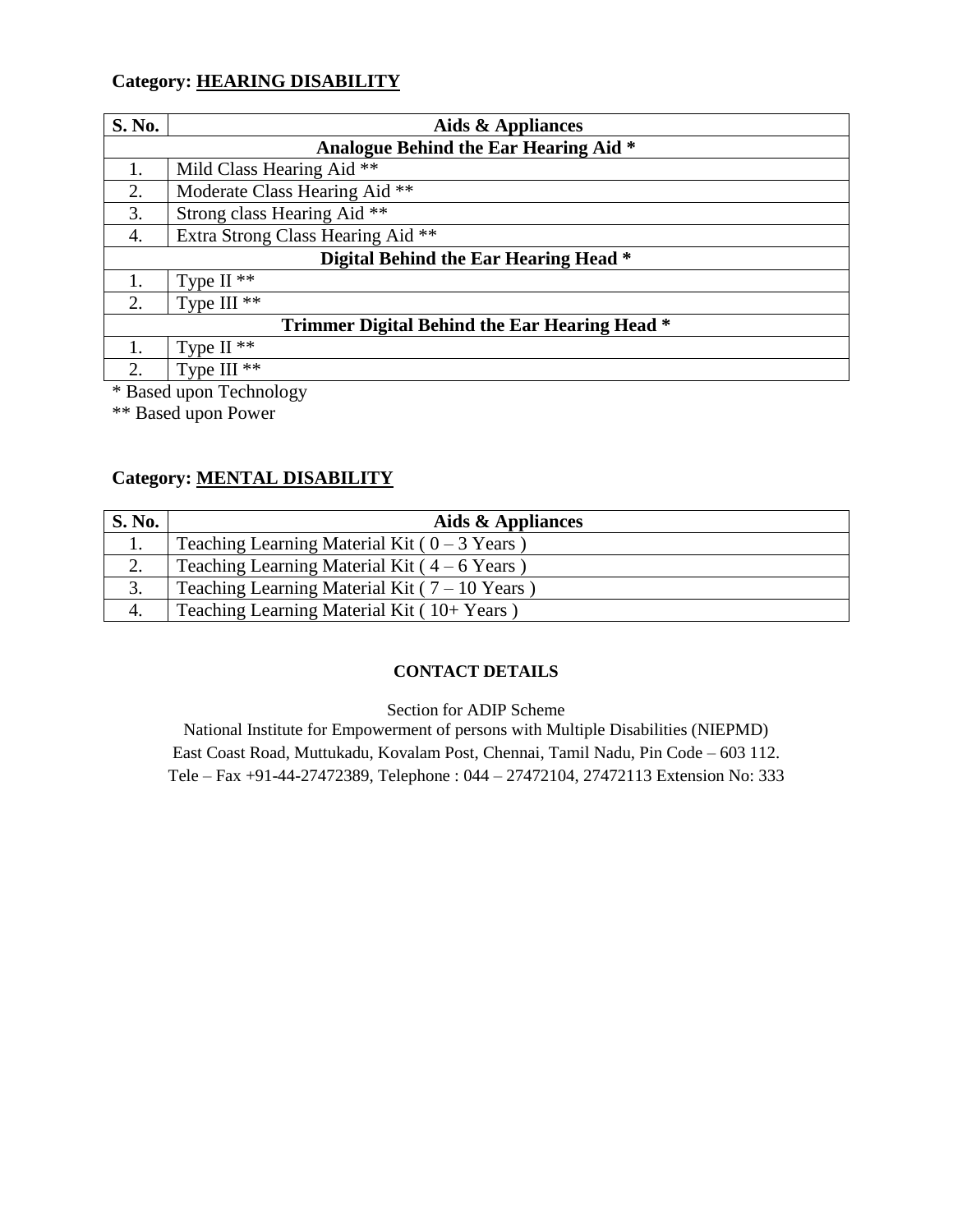**Category: HEARING DISABILITY**

| S. No. | Aids & Appliances |
|---|---|
| **Analogue Behind the Ear Hearing Aid *** | |
| 1. | Mild Class Hearing Aid ** |
| 2. | Moderate Class Hearing Aid ** |
| 3. | Strong class Hearing Aid ** |
| 4. | Extra Strong Class Hearing Aid ** |
| **Digital Behind the Ear Hearing Head *** | |
| 1. | Type II ** |
| 2. | Type III ** |
| **Trimmer Digital Behind the Ear Hearing Head *** | |
| 1. | Type II ** |
| 2. | Type III ** |

* Based upon Technology

** Based upon Power

**Category: MENTAL DISABILITY**

| S. No. | Aids & Appliances |
|---|---|
| 1. | Teaching Learning Material Kit ( 0 – 3 Years ) |
| 2. | Teaching Learning Material Kit ( 4 – 6 Years ) |
| 3. | Teaching Learning Material Kit ( 7 – 10 Years ) |
| 4. | Teaching Learning Material Kit ( 10+ Years ) |

**CONTACT DETAILS**

Section for ADIP Scheme

National Institute for Empowerment of persons with Multiple Disabilities (NIEPMD)

East Coast Road, Muttukadu, Kovalam Post, Chennai, Tamil Nadu, Pin Code – 603 112.

Tele – Fax +91-44-27472389, Telephone : 044 – 27472104, 27472113 Extension No: 333